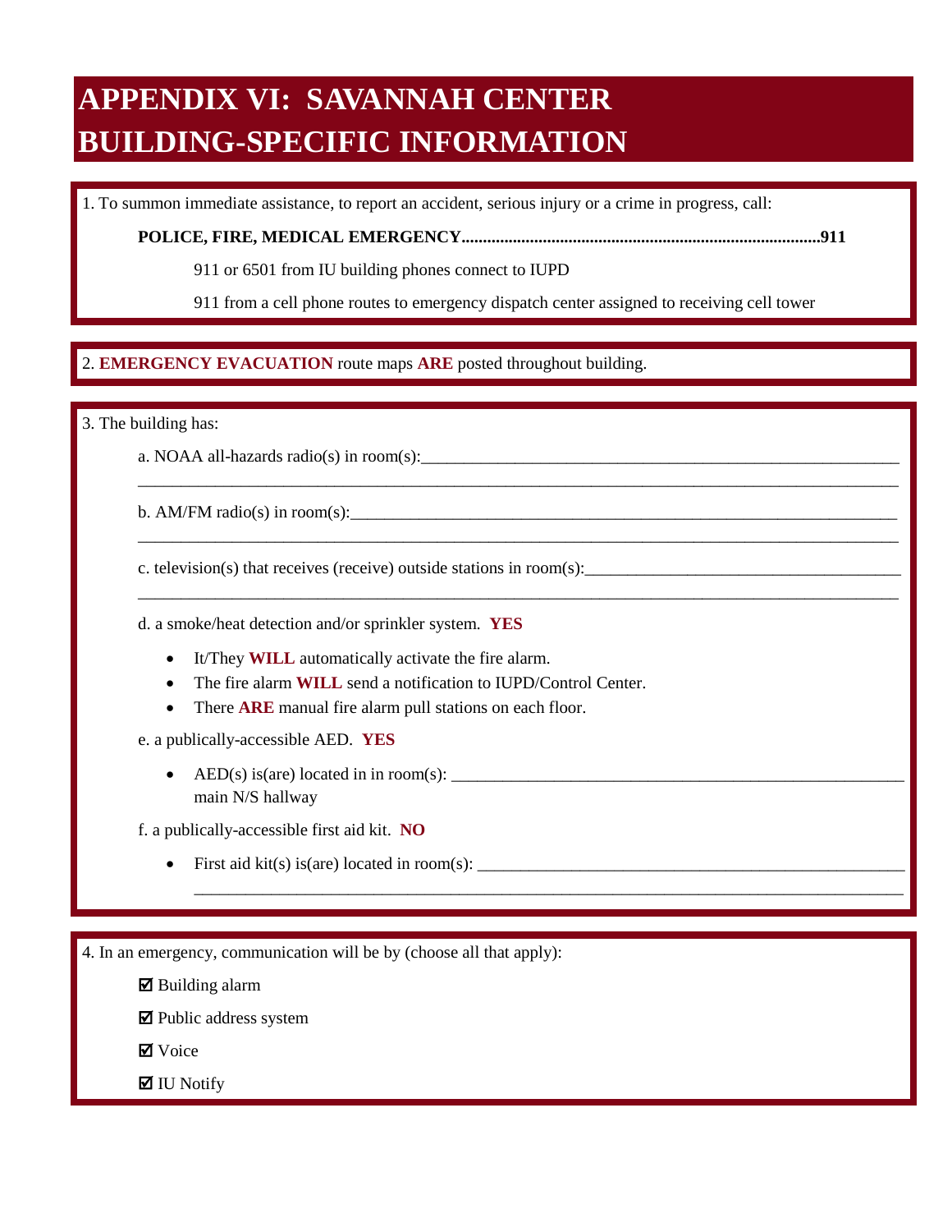# APPENDIX VI: SAVANNAH CENTER BUILDING-SPECIFIC INFORMATION

1. To summon immediate assistance, to report an accident, serious injury or a crime in progress, call:

**POLICE, FIRE, MEDICAL EMERGENCY....................................................................................911**

911 or 6501 from IU building phones connect to IUPD

911 from a cell phone routes to emergency dispatch center assigned to receiving cell tower

2. **EMERGENCY EVACUATION** route maps **ARE** posted throughout building.

3. The building has:

a. NOAA all-hazards radio(s) in room(s):___________________________________________________________
_____________________________________________________________________________________________

b. AM/FM radio(s) in room(s):___________________________________________________________________
_____________________________________________________________________________________________

c. television(s) that receives (receive) outside stations in room(s):_____________________________________
_____________________________________________________________________________________________

d. a smoke/heat detection and/or sprinkler system. **YES**

- It/They **WILL** automatically activate the fire alarm.
- The fire alarm **WILL** send a notification to IUPD/Control Center.
- There **ARE** manual fire alarm pull stations on each floor.

e. a publically-accessible AED. **YES**

- AED(s) is(are) located in in room(s): ______________________________________________________
  main N/S hallway

f. a publically-accessible first aid kit. **NO**

- First aid kit(s) is(are) located in room(s): ___________________________________________________
  _____________________________________________________________________________________

4. In an emergency, communication will be by (choose all that apply):

☑ Building alarm

☑ Public address system

☑ Voice

☑ IU Notify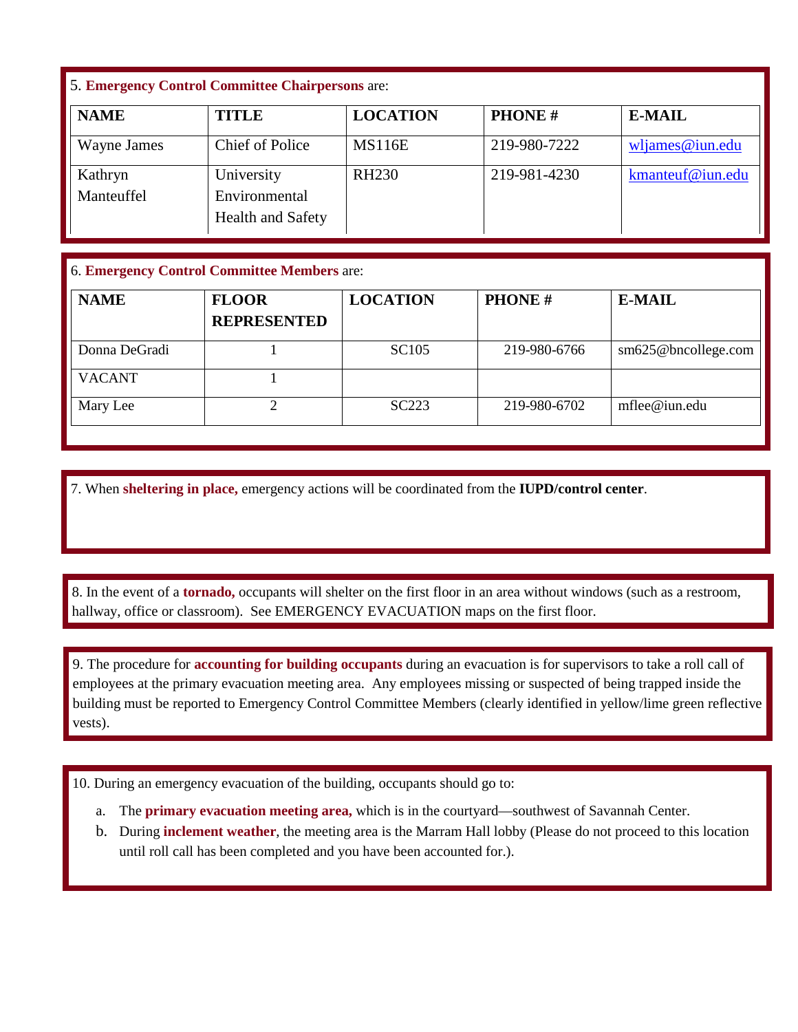5. **Emergency Control Committee Chairpersons** are:

| NAME | TITLE | LOCATION | PHONE # | E-MAIL |
|---|---|---|---|---|
| Wayne James | Chief of Police | MS116E | 219-980-7222 | wljames@iun.edu |
| Kathryn Manteuffel | University Environmental Health and Safety | RH230 | 219-981-4230 | kmanteuf@iun.edu |

6. **Emergency Control Committee Members** are:

| NAME | FLOOR REPRESENTED | LOCATION | PHONE # | E-MAIL |
|---|---|---|---|---|
| Donna DeGradi | 1 | SC105 | 219-980-6766 | sm625@bncollege.com |
| VACANT | 1 | | | |
| Mary Lee | 2 | SC223 | 219-980-6702 | mflee@iun.edu |

7. When **sheltering in place,** emergency actions will be coordinated from the **IUPD/control center**.

8. In the event of a **tornado,** occupants will shelter on the first floor in an area without windows (such as a restroom, hallway, office or classroom). See EMERGENCY EVACUATION maps on the first floor.

9. The procedure for **accounting for building occupants** during an evacuation is for supervisors to take a roll call of employees at the primary evacuation meeting area. Any employees missing or suspected of being trapped inside the building must be reported to Emergency Control Committee Members (clearly identified in yellow/lime green reflective vests).

10. During an emergency evacuation of the building, occupants should go to:

a. The **primary evacuation meeting area,** which is in the courtyard—southwest of Savannah Center.

b. During **inclement weather**, the meeting area is the Marram Hall lobby (Please do not proceed to this location until roll call has been completed and you have been accounted for.).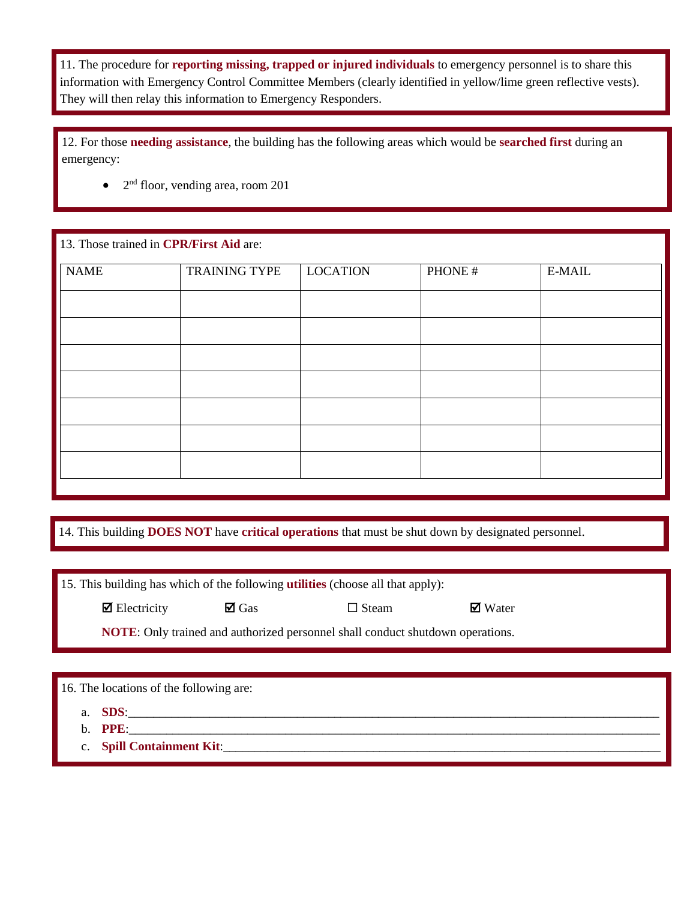11. The procedure for **reporting missing, trapped or injured individuals** to emergency personnel is to share this information with Emergency Control Committee Members (clearly identified in yellow/lime green reflective vests). They will then relay this information to Emergency Responders.

12. For those **needing assistance**, the building has the following areas which would be **searched first** during an emergency:

- 2nd floor, vending area, room 201

13. Those trained in **CPR/First Aid** are:

| NAME | TRAINING TYPE | LOCATION | PHONE # | E-MAIL |
|---|---|---|---|---|
| | | | | |
| | | | | |
| | | | | |
| | | | | |
| | | | | |
| | | | | |
| | | | | |

14. This building **DOES NOT** have **critical operations** that must be shut down by designated personnel.

15. This building has which of the following **utilities** (choose all that apply):

☑ Electricity ☑ Gas ☐ Steam ☑ Water

**NOTE**: Only trained and authorized personnel shall conduct shutdown operations.

16. The locations of the following are:

a. **SDS**:____________________________________________

b. **PPE**:____________________________________________

c. **Spill Containment Kit**:______________________________